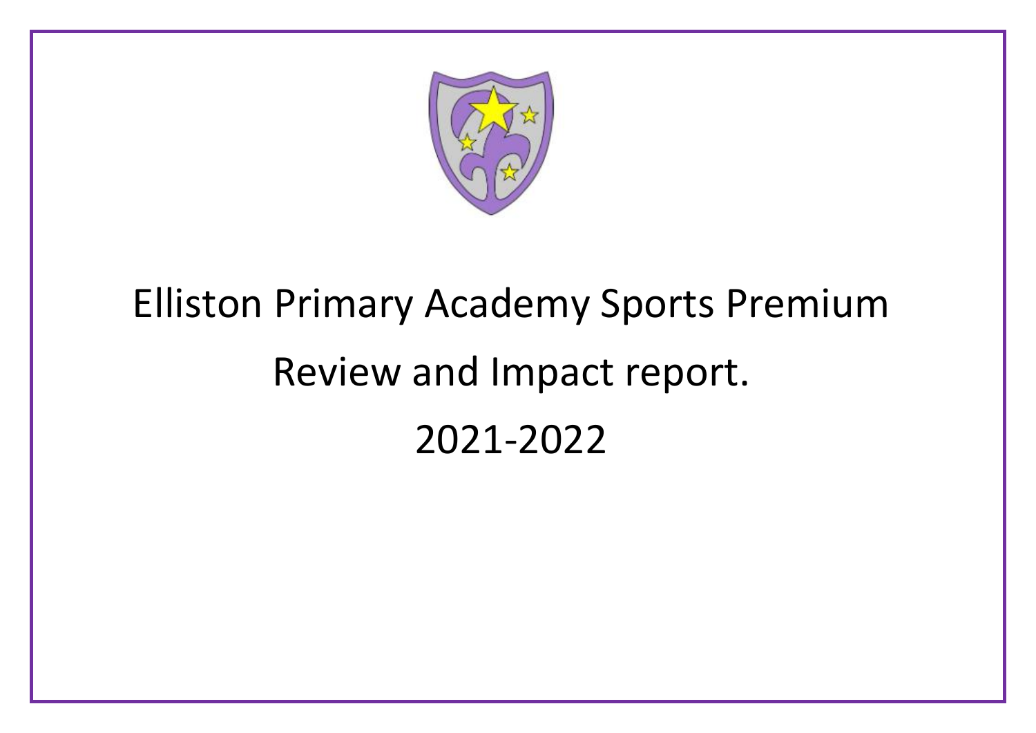# Elliston Primary Academy Sports Premium

# Review and Impact report.

# 2021-2022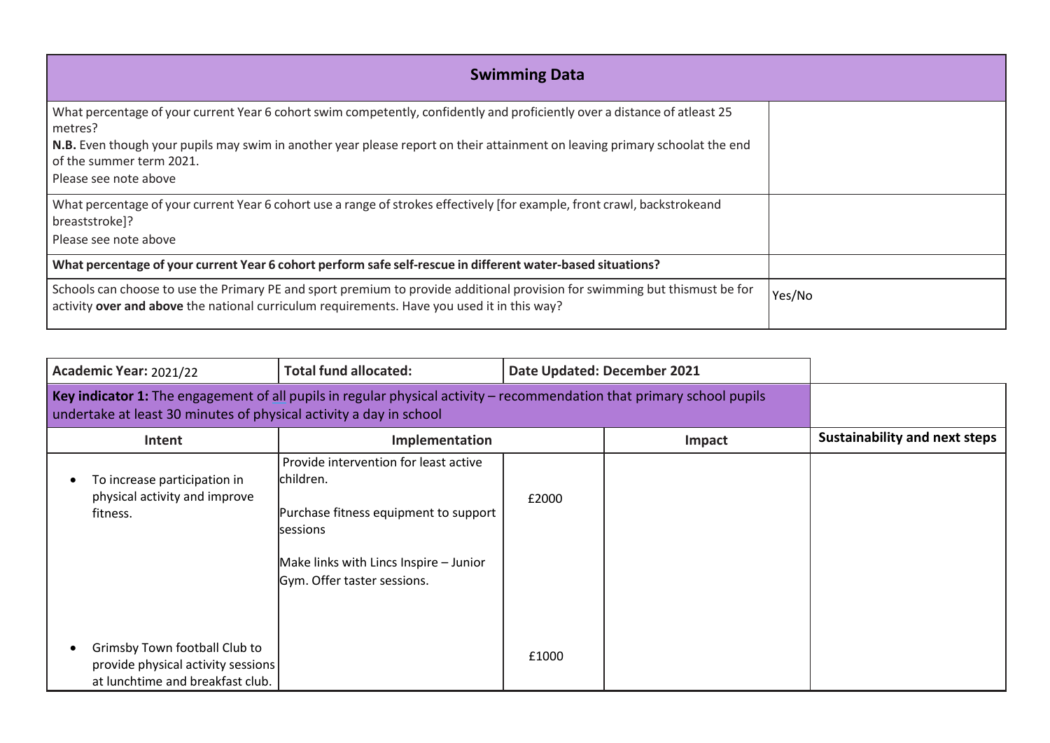| Swimming Data | |
|---|---|
| What percentage of your current Year 6 cohort swim competently, confidently and proficiently over a distance of atleast 25 metres?<br>**N.B.** Even though your pupils may swim in another year please report on their attainment on leaving primary schoolat the end of the summer term 2021.<br>Please see note above | |
| What percentage of your current Year 6 cohort use a range of strokes effectively [for example, front crawl, backstrokeand breaststroke]?<br>Please see note above | |
| **What percentage of your current Year 6 cohort perform safe self-rescue in different water-based situations?** | |
| Schools can choose to use the Primary PE and sport premium to provide additional provision for swimming but thismust be for activity **over and above** the national curriculum requirements. Have you used it in this way? | Yes/No |

| **Academic Year:** 2021/22 | **Total fund allocated:** | **Date Updated: December 2021** | | |
|---|---|---|---|---|
| **Key indicator 1:** The engagement of all pupils in regular physical activity – recommendation that primary school pupils undertake at least 30 minutes of physical activity a day in school | | | | |
| **Intent** | **Implementation** | | **Impact** | **Sustainability and next steps** |
| • To increase participation in physical activity and improve fitness. | Provide intervention for least active children.<br><br>Purchase fitness equipment to support sessions<br><br>Make links with Lincs Inspire – Junior Gym. Offer taster sessions. | £2000 | | |
| • Grimsby Town football Club to provide physical activity sessions at lunchtime and breakfast club. | | £1000 | | |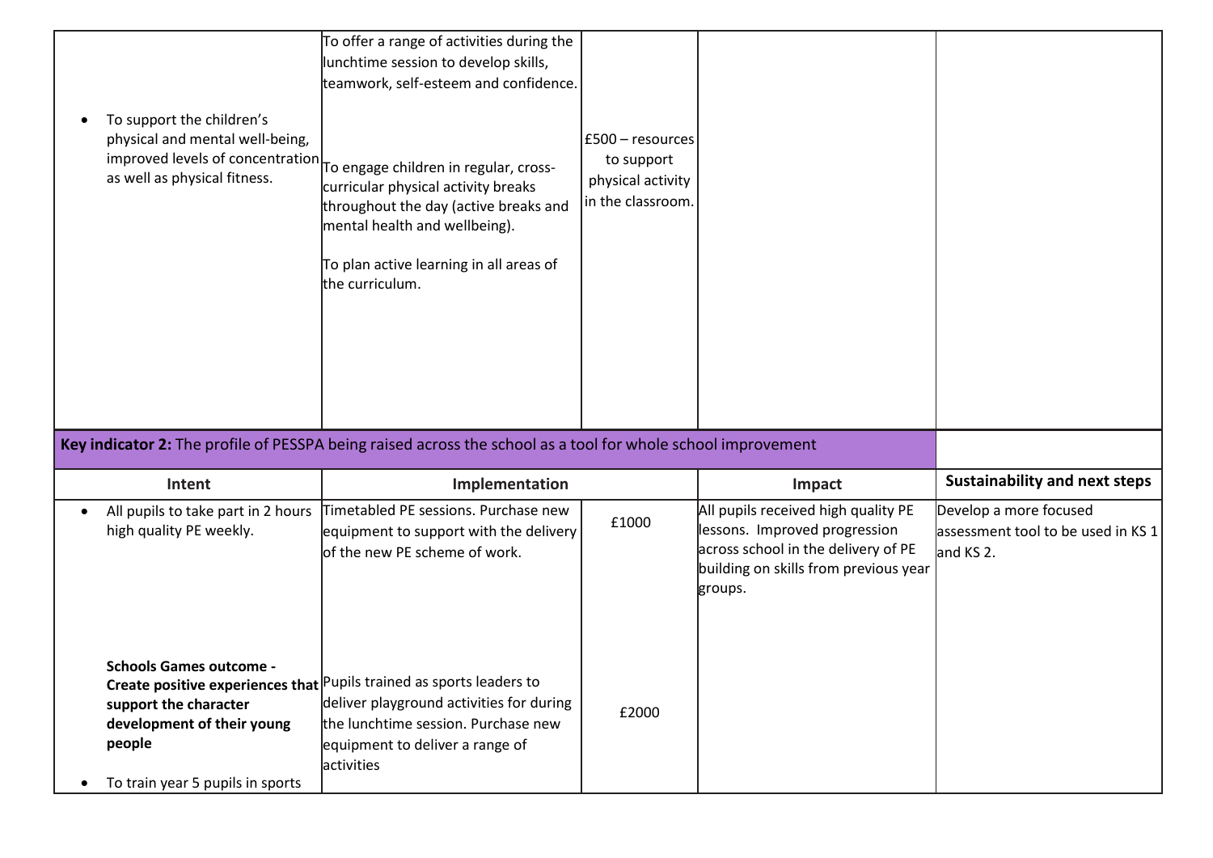| | | | | |
|---|---|---|---|---|
| • To support the children's physical and mental well-being, improved levels of concentration as well as physical fitness. | To offer a range of activities during the lunchtime session to develop skills, teamwork, self-esteem and confidence.<br><br>To engage children in regular, cross-curricular physical activity breaks throughout the day (active breaks and mental health and wellbeing).<br><br>To plan active learning in all areas of the curriculum. | £500 – resources to support physical activity in the classroom. | | |

| **Key indicator 2:** The profile of PESSPA being raised across the school as a tool for whole school improvement | | | | |
|---|---|---|---|---|
| **Intent** | **Implementation** | | **Impact** | **Sustainability and next steps** |
| • All pupils to take part in 2 hours high quality PE weekly. | Timetabled PE sessions. Purchase new equipment to support with the delivery of the new PE scheme of work. | £1000 | All pupils received high quality PE lessons. Improved progression across school in the delivery of PE building on skills from previous year groups. | Develop a more focused assessment tool to be used in KS 1 and KS 2. |
| **Schools Games outcome - Create positive experiences that support the character development of their young people**<br><br>• To train year 5 pupils in sports | Pupils trained as sports leaders to deliver playground activities for during the lunchtime session. Purchase new equipment to deliver a range of activities | £2000 | | |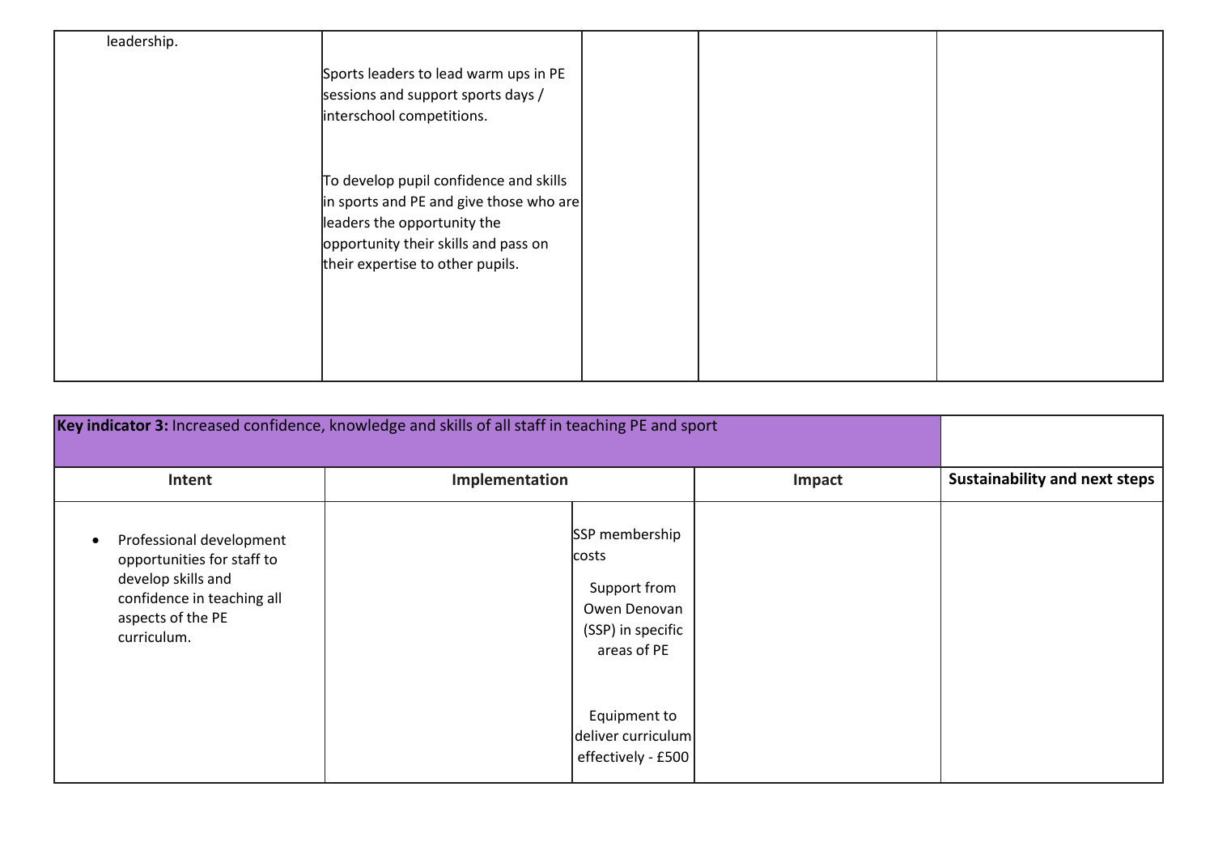| | | | | |
|---|---|---|---|---|
| leadership. | Sports leaders to lead warm ups in PE sessions and support sports days / interschool competitions.<br><br>To develop pupil confidence and skills in sports and PE and give those who are leaders the opportunity the opportunity their skills and pass on their expertise to other pupils. | | | |

| **Key indicator 3:** Increased confidence, knowledge and skills of all staff in teaching PE and sport | | | | |
|---|---|---|---|---|
| **Intent** | **Implementation** | | **Impact** | **Sustainability and next steps** |
| • Professional development opportunities for staff to develop skills and confidence in teaching all aspects of the PE curriculum. | | SSP membership costs<br><br>Support from Owen Denovan (SSP) in specific areas of PE<br><br>Equipment to deliver curriculum effectively - £500 | | |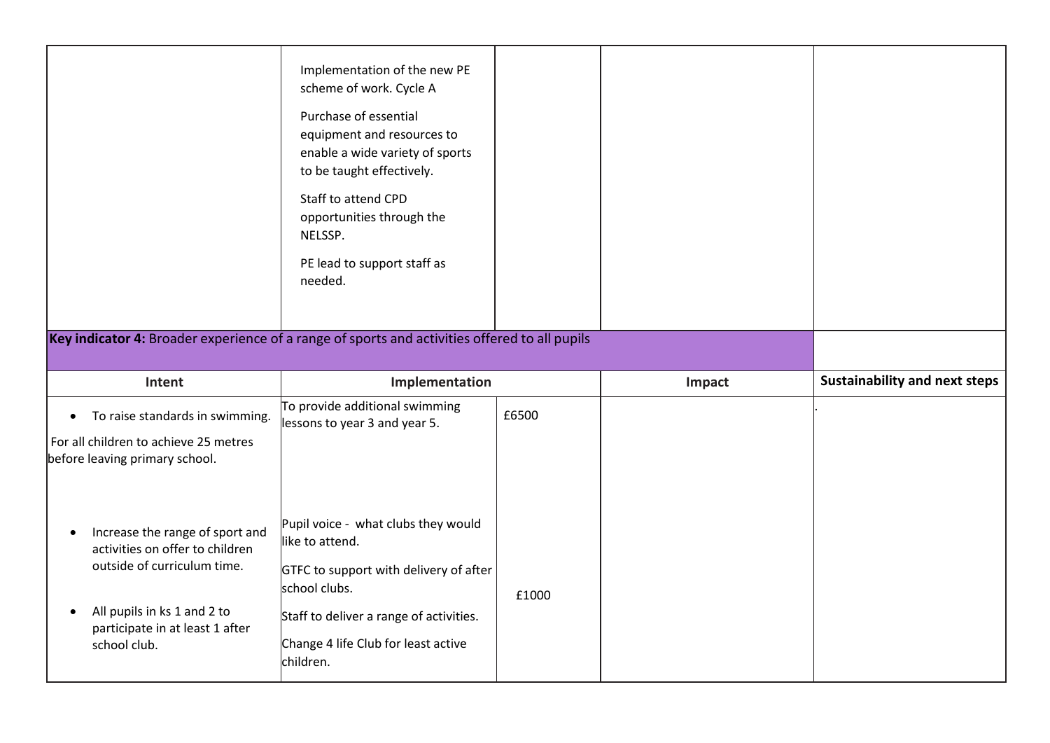| | | | | |
|---|---|---|---|---|
| | Implementation of the new PE scheme of work. Cycle A<br><br>Purchase of essential equipment and resources to enable a wide variety of sports to be taught effectively.<br><br>Staff to attend CPD opportunities through the NELSSP.<br><br>PE lead to support staff as needed. | | | |

| **Key indicator 4:** Broader experience of a range of sports and activities offered to all pupils | | | | |
|---|---|---|---|---|
| **Intent** | **Implementation** | | **Impact** | **Sustainability and next steps** |
| • To raise standards in swimming.<br><br>For all children to achieve 25 metres before leaving primary school. | To provide additional swimming lessons to year 3 and year 5. | £6500 | | . |
| • Increase the range of sport and activities on offer to children outside of curriculum time.<br><br>• All pupils in ks 1 and 2 to participate in at least 1 after school club. | Pupil voice - what clubs they would like to attend.<br><br>GTFC to support with delivery of after school clubs.<br><br>Staff to deliver a range of activities.<br><br>Change 4 life Club for least active children. | £1000 | | |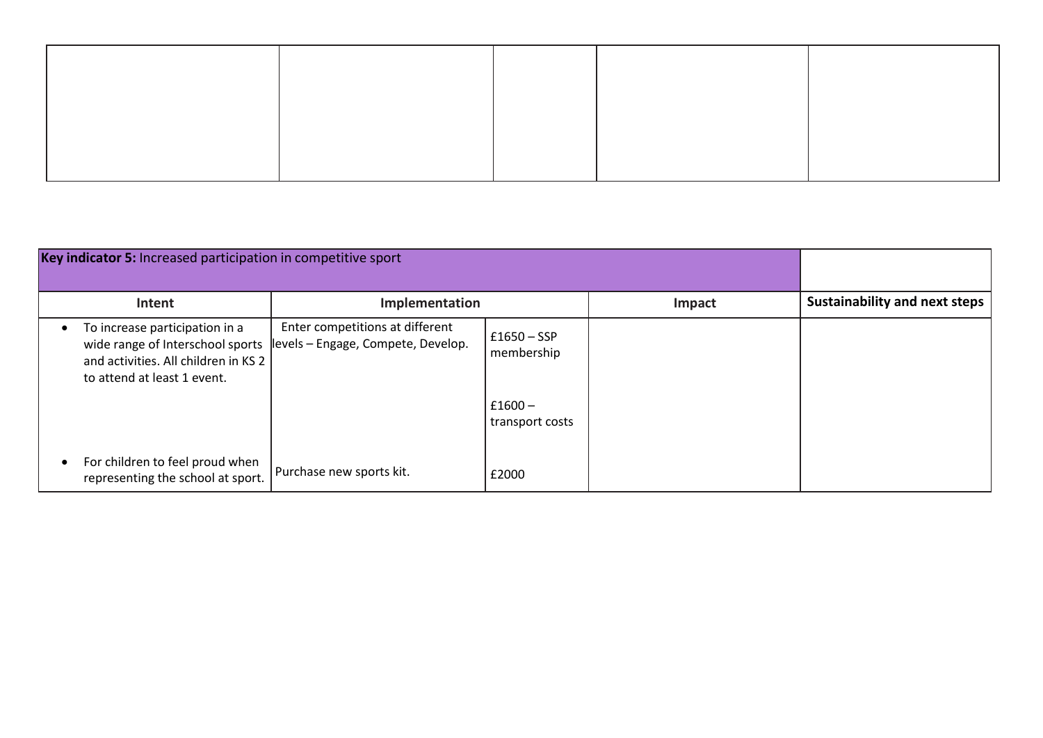| | | | | |
|---|---|---|---|---|
| | | | | |

| **Key indicator 5:** Increased participation in competitive sport | | | | |
|---|---|---|---|---|
| **Intent** | **Implementation** | | **Impact** | **Sustainability and next steps** |
| • To increase participation in a wide range of Interschool sports and activities. All children in KS 2 to attend at least 1 event. | Enter competitions at different levels – Engage, Compete, Develop. | £1650 – SSP membership<br><br>£1600 – transport costs | | |
| • For children to feel proud when representing the school at sport. | Purchase new sports kit. | £2000 | | |